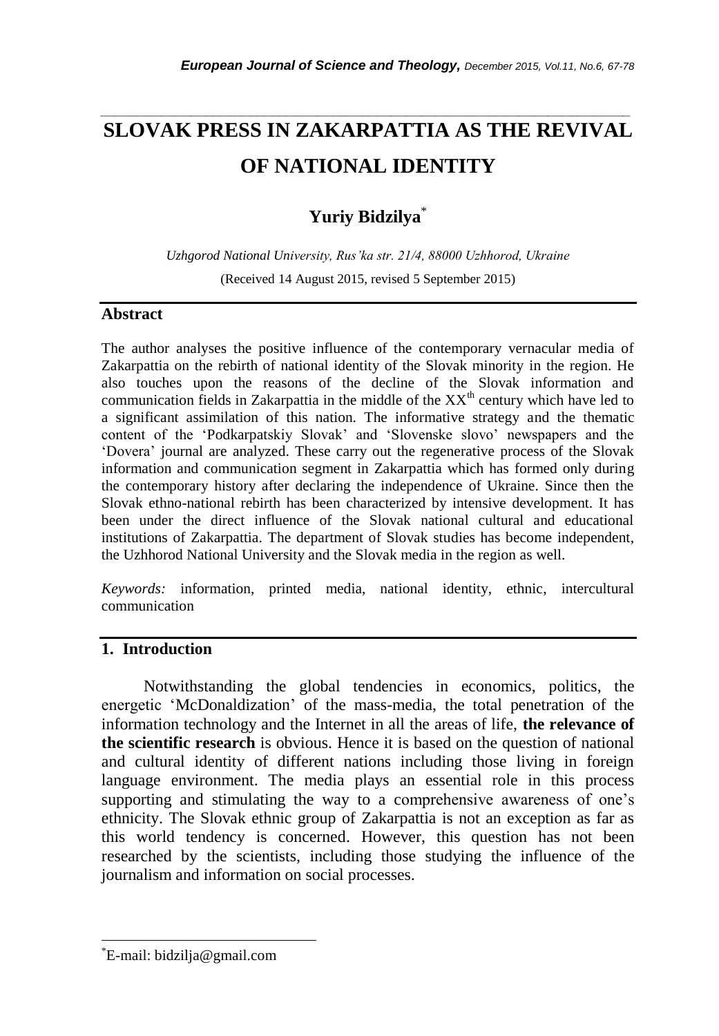# SLOVAK PRESS IN ZAKARPATTIA AS THE REVIVAL OF NATIONAL IDENTITY

**Yuriy Bidzilya**[*]

*Uzhgorod National University, Rus'ka str. 21/4, 88000 Uzhhorod, Ukraine*

(Received 14 August 2015, revised 5 September 2015)

## Abstract

The author analyses the positive influence of the contemporary vernacular media of Zakarpattia on the rebirth of national identity of the Slovak minority in the region. He also touches upon the reasons of the decline of the Slovak information and communication fields in Zakarpattia in the middle of the XX[th] century which have led to a significant assimilation of this nation. The informative strategy and the thematic content of the 'Podkarpatskiy Slovak' and 'Slovenske slovo' newspapers and the 'Dovera' journal are analyzed. These carry out the regenerative process of the Slovak information and communication segment in Zakarpattia which has formed only during the contemporary history after declaring the independence of Ukraine. Since then the Slovak ethno-national rebirth has been characterized by intensive development. It has been under the direct influence of the Slovak national cultural and educational institutions of Zakarpattia. The department of Slovak studies has become independent, the Uzhhorod National University and the Slovak media in the region as well.

*Keywords:* information, printed media, national identity, ethnic, intercultural communication

## 1. Introduction

Notwithstanding the global tendencies in economics, politics, the energetic 'McDonaldization' of the mass-media, the total penetration of the information technology and the Internet in all the areas of life, **the relevance of the scientific research** is obvious. Hence it is based on the question of national and cultural identity of different nations including those living in foreign language environment. The media plays an essential role in this process supporting and stimulating the way to a comprehensive awareness of one's ethnicity. The Slovak ethnic group of Zakarpattia is not an exception as far as this world tendency is concerned. However, this question has not been researched by the scientists, including those studying the influence of the journalism and information on social processes.

---

[*]E-mail: bidzilja@gmail.com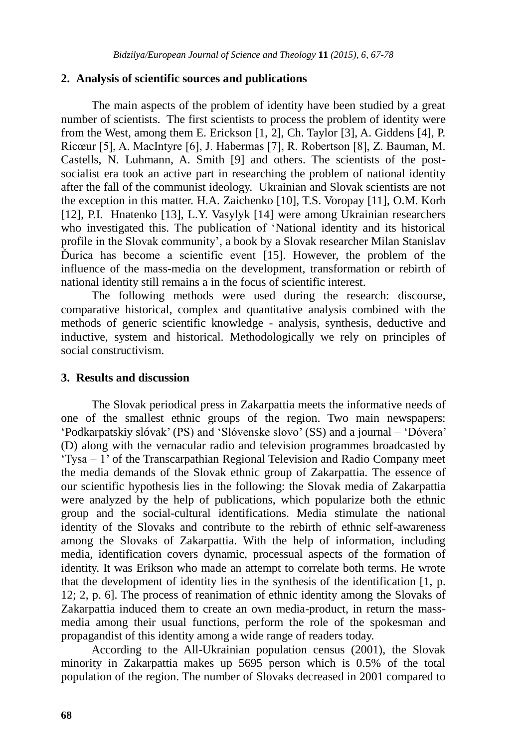## 2. Analysis of scientific sources and publications

The main aspects of the problem of identity have been studied by a great number of scientists. The first scientists to process the problem of identity were from the West, among them E. Erickson [1, 2], Ch. Taylor [3], A. Giddens [4], P. Ricœur [5], A. MacIntyre [6], J. Habermas [7], R. Robertson [8], Z. Bauman, M. Castells, N. Luhmann, A. Smith [9] and others. The scientists of the post-socialist era took an active part in researching the problem of national identity after the fall of the communist ideology. Ukrainian and Slovak scientists are not the exception in this matter. H.A. Zaichenko [10], T.S. Voropay [11], O.M. Korh [12], P.I. Hnatenko [13], L.Y. Vasylyk [14] were among Ukrainian researchers who investigated this. The publication of 'National identity and its historical profile in the Slovak community', a book by a Slovak researcher Milan Stanislav Ďurica has become a scientific event [15]. However, the problem of the influence of the mass-media on the development, transformation or rebirth of national identity still remains a in the focus of scientific interest.

The following methods were used during the research: discourse, comparative historical, complex and quantitative analysis combined with the methods of generic scientific knowledge - analysis, synthesis, deductive and inductive, system and historical. Methodologically we rely on principles of social constructivism.

## 3. Results and discussion

The Slovak periodical press in Zakarpattia meets the informative needs of one of the smallest ethnic groups of the region. Two main newspapers: 'Podkarpatskiy slóvak' (PS) and 'Slóvenske slovo' (SS) and a journal – 'Dóvera' (D) along with the vernacular radio and television programmes broadcasted by 'Tysa – 1' of the Transcarpathian Regional Television and Radio Company meet the media demands of the Slovak ethnic group of Zakarpattia. The essence of our scientific hypothesis lies in the following: the Slovak media of Zakarpattia were analyzed by the help of publications, which popularize both the ethnic group and the social-cultural identifications. Media stimulate the national identity of the Slovaks and contribute to the rebirth of ethnic self-awareness among the Slovaks of Zakarpattia. With the help of information, including media, identification covers dynamic, processual aspects of the formation of identity. It was Erikson who made an attempt to correlate both terms. He wrote that the development of identity lies in the synthesis of the identification [1, p. 12; 2, p. 6]. The process of reanimation of ethnic identity among the Slovaks of Zakarpattia induced them to create an own media-product, in return the mass-media among their usual functions, perform the role of the spokesman and propagandist of this identity among a wide range of readers today.

According to the All-Ukrainian population census (2001), the Slovak minority in Zakarpattia makes up 5695 person which is 0.5% of the total population of the region. The number of Slovaks decreased in 2001 compared to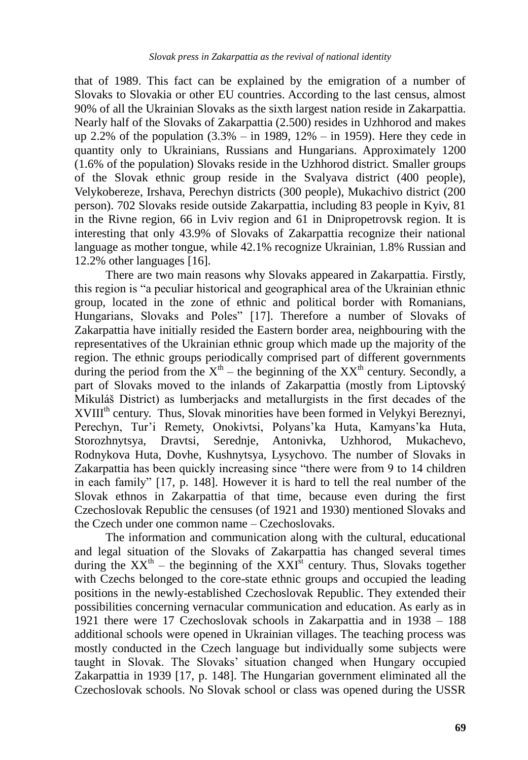that of 1989. This fact can be explained by the emigration of a number of Slovaks to Slovakia or other EU countries. According to the last census, almost 90% of all the Ukrainian Slovaks as the sixth largest nation reside in Zakarpattia. Nearly half of the Slovaks of Zakarpattia (2.500) resides in Uzhhorod and makes up 2.2% of the population (3.3% – in 1989, 12% – in 1959). Here they cede in quantity only to Ukrainians, Russians and Hungarians. Approximately 1200 (1.6% of the population) Slovaks reside in the Uzhhorod district. Smaller groups of the Slovak ethnic group reside in the Svalyava district (400 people), Velykobereze, Irshava, Perechyn districts (300 people), Mukachivo district (200 person). 702 Slovaks reside outside Zakarpattia, including 83 people in Kyiv, 81 in the Rivne region, 66 in Lviv region and 61 in Dnipropetrovsk region. It is interesting that only 43.9% of Slovaks of Zakarpattia recognize their national language as mother tongue, while 42.1% recognize Ukrainian, 1.8% Russian and 12.2% other languages [16].

There are two main reasons why Slovaks appeared in Zakarpattia. Firstly, this region is "a peculiar historical and geographical area of the Ukrainian ethnic group, located in the zone of ethnic and political border with Romanians, Hungarians, Slovaks and Poles" [17]. Therefore a number of Slovaks of Zakarpattia have initially resided the Eastern border area, neighbouring with the representatives of the Ukrainian ethnic group which made up the majority of the region. The ethnic groups periodically comprised part of different governments during the period from the X<sup>th</sup> – the beginning of the XX<sup>th</sup> century. Secondly, a part of Slovaks moved to the inlands of Zakarpattia (mostly from Liptovský Mikuláš District) as lumberjacks and metallurgists in the first decades of the XVIII<sup>th</sup> century. Thus, Slovak minorities have been formed in Velykyi Bereznyi, Perechyn, Tur'i Remety, Onokivtsi, Polyans'ka Huta, Kamyans'ka Huta, Storozhnytsya, Dravtsi, Serednje, Antonivka, Uzhhorod, Mukachevo, Rodnykova Huta, Dovhe, Kushnytsya, Lysychovo. The number of Slovaks in Zakarpattia has been quickly increasing since "there were from 9 to 14 children in each family" [17, p. 148]. However it is hard to tell the real number of the Slovak ethnos in Zakarpattia of that time, because even during the first Czechoslovak Republic the censuses (of 1921 and 1930) mentioned Slovaks and the Czech under one common name – Czechoslovaks.

The information and communication along with the cultural, educational and legal situation of the Slovaks of Zakarpattia has changed several times during the XX<sup>th</sup> – the beginning of the XXI<sup>st</sup> century. Thus, Slovaks together with Czechs belonged to the core-state ethnic groups and occupied the leading positions in the newly-established Czechoslovak Republic. They extended their possibilities concerning vernacular communication and education. As early as in 1921 there were 17 Czechoslovak schools in Zakarpattia and in 1938 – 188 additional schools were opened in Ukrainian villages. The teaching process was mostly conducted in the Czech language but individually some subjects were taught in Slovak. The Slovaks' situation changed when Hungary occupied Zakarpattia in 1939 [17, p. 148]. The Hungarian government eliminated all the Czechoslovak schools. No Slovak school or class was opened during the USSR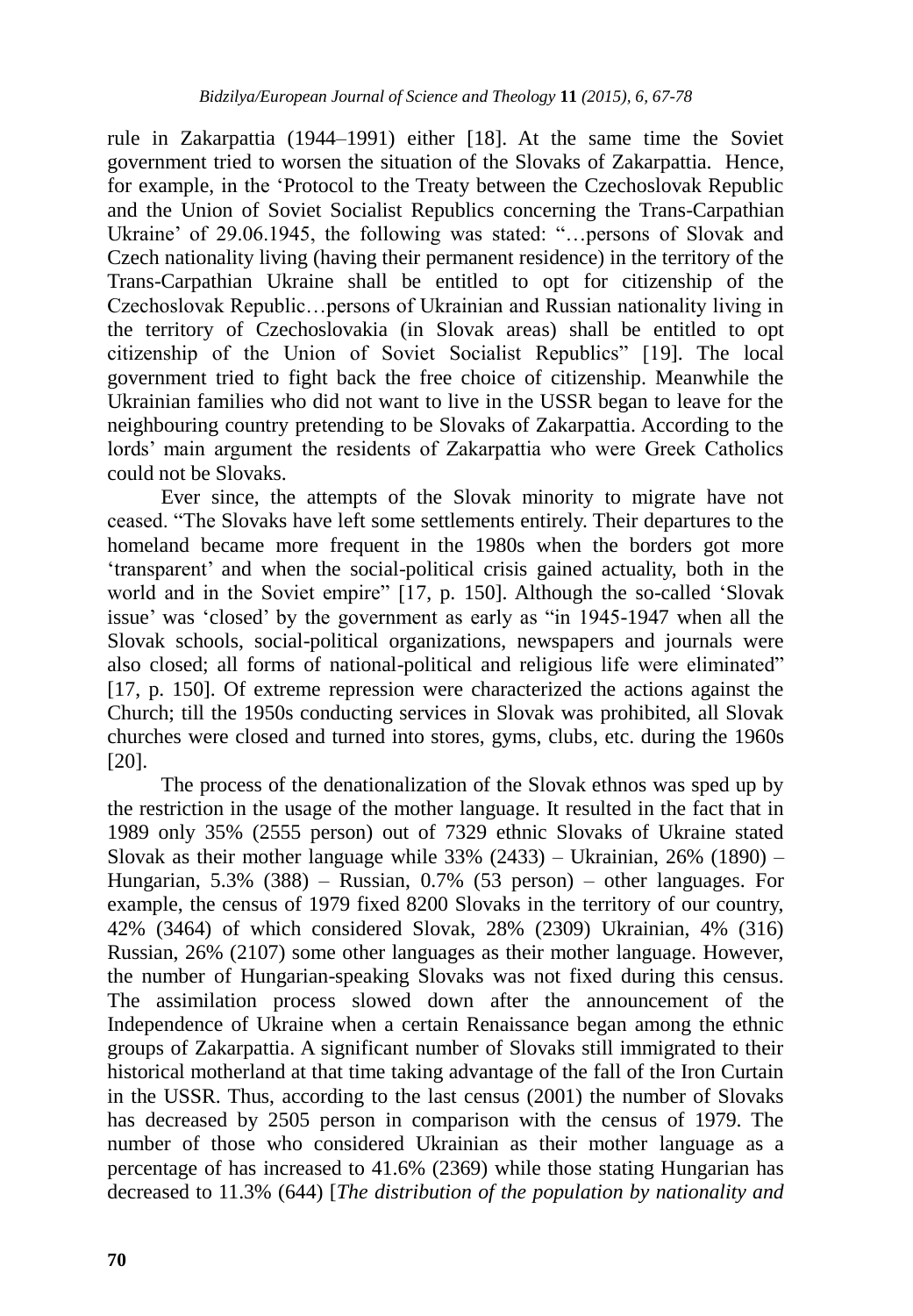rule in Zakarpattia (1944–1991) either [18]. At the same time the Soviet government tried to worsen the situation of the Slovaks of Zakarpattia. Hence, for example, in the 'Protocol to the Treaty between the Czechoslovak Republic and the Union of Soviet Socialist Republics concerning the Trans-Carpathian Ukraine' of 29.06.1945, the following was stated: "…persons of Slovak and Czech nationality living (having their permanent residence) in the territory of the Trans-Carpathian Ukraine shall be entitled to opt for citizenship of the Czechoslovak Republic…persons of Ukrainian and Russian nationality living in the territory of Czechoslovakia (in Slovak areas) shall be entitled to opt citizenship of the Union of Soviet Socialist Republics" [19]. The local government tried to fight back the free choice of citizenship. Meanwhile the Ukrainian families who did not want to live in the USSR began to leave for the neighbouring country pretending to be Slovaks of Zakarpattia. According to the lords' main argument the residents of Zakarpattia who were Greek Catholics could not be Slovaks.

Ever since, the attempts of the Slovak minority to migrate have not ceased. "The Slovaks have left some settlements entirely. Their departures to the homeland became more frequent in the 1980s when the borders got more 'transparent' and when the social-political crisis gained actuality, both in the world and in the Soviet empire" [17, p. 150]. Although the so-called 'Slovak issue' was 'closed' by the government as early as "in 1945-1947 when all the Slovak schools, social-political organizations, newspapers and journals were also closed; all forms of national-political and religious life were eliminated" [17, p. 150]. Of extreme repression were characterized the actions against the Church; till the 1950s conducting services in Slovak was prohibited, all Slovak churches were closed and turned into stores, gyms, clubs, etc. during the 1960s [20].

The process of the denationalization of the Slovak ethnos was sped up by the restriction in the usage of the mother language. It resulted in the fact that in 1989 only 35% (2555 person) out of 7329 ethnic Slovaks of Ukraine stated Slovak as their mother language while 33% (2433) – Ukrainian, 26% (1890) – Hungarian, 5.3% (388) – Russian, 0.7% (53 person) – other languages. For example, the census of 1979 fixed 8200 Slovaks in the territory of our country, 42% (3464) of which considered Slovak, 28% (2309) Ukrainian, 4% (316) Russian, 26% (2107) some other languages as their mother language. However, the number of Hungarian-speaking Slovaks was not fixed during this census. The assimilation process slowed down after the announcement of the Independence of Ukraine when a certain Renaissance began among the ethnic groups of Zakarpattia. A significant number of Slovaks still immigrated to their historical motherland at that time taking advantage of the fall of the Iron Curtain in the USSR. Thus, according to the last census (2001) the number of Slovaks has decreased by 2505 person in comparison with the census of 1979. The number of those who considered Ukrainian as their mother language as a percentage of has increased to 41.6% (2369) while those stating Hungarian has decreased to 11.3% (644) [*The distribution of the population by nationality and*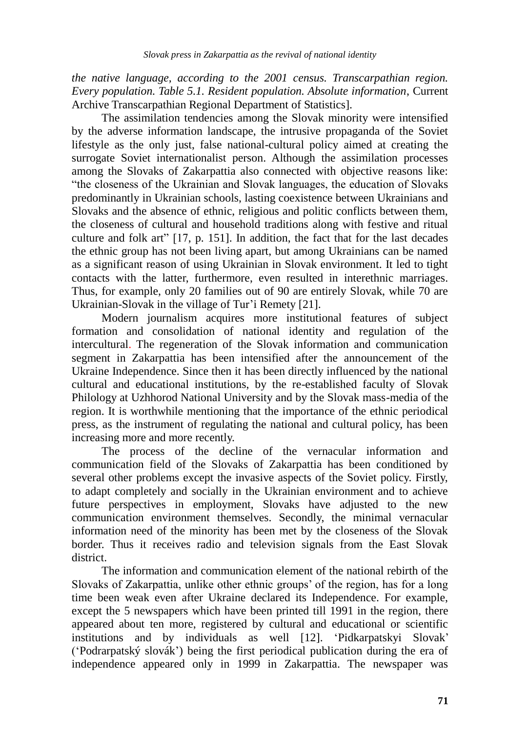*the native language, according to the 2001 census. Transcarpathian region. Every population. Table 5.1. Resident population. Absolute information*, Current Archive Transcarpathian Regional Department of Statistics].

The assimilation tendencies among the Slovak minority were intensified by the adverse information landscape, the intrusive propaganda of the Soviet lifestyle as the only just, false national-cultural policy aimed at creating the surrogate Soviet internationalist person. Although the assimilation processes among the Slovaks of Zakarpattia also connected with objective reasons like: "the closeness of the Ukrainian and Slovak languages, the education of Slovaks predominantly in Ukrainian schools, lasting coexistence between Ukrainians and Slovaks and the absence of ethnic, religious and politic conflicts between them, the closeness of cultural and household traditions along with festive and ritual culture and folk art" [17, p. 151]. In addition, the fact that for the last decades the ethnic group has not been living apart, but among Ukrainians can be named as a significant reason of using Ukrainian in Slovak environment. It led to tight contacts with the latter, furthermore, even resulted in interethnic marriages. Thus, for example, only 20 families out of 90 are entirely Slovak, while 70 are Ukrainian-Slovak in the village of Tur'i Remety [21].

Modern journalism acquires more institutional features of subject formation and consolidation of national identity and regulation of the intercultural. The regeneration of the Slovak information and communication segment in Zakarpattia has been intensified after the announcement of the Ukraine Independence. Since then it has been directly influenced by the national cultural and educational institutions, by the re-established faculty of Slovak Philology at Uzhhorod National University and by the Slovak mass-media of the region. It is worthwhile mentioning that the importance of the ethnic periodical press, as the instrument of regulating the national and cultural policy, has been increasing more and more recently.

The process of the decline of the vernacular information and communication field of the Slovaks of Zakarpattia has been conditioned by several other problems except the invasive aspects of the Soviet policy. Firstly, to adapt completely and socially in the Ukrainian environment and to achieve future perspectives in employment, Slovaks have adjusted to the new communication environment themselves. Secondly, the minimal vernacular information need of the minority has been met by the closeness of the Slovak border. Thus it receives radio and television signals from the East Slovak district.

The information and communication element of the national rebirth of the Slovaks of Zakarpattia, unlike other ethnic groups' of the region, has for a long time been weak even after Ukraine declared its Independence. For example, except the 5 newspapers which have been printed till 1991 in the region, there appeared about ten more, registered by cultural and educational or scientific institutions and by individuals as well [12]. 'Pidkarpatskyi Slovak' ('Podrarpatský slovák') being the first periodical publication during the era of independence appeared only in 1999 in Zakarpattia. The newspaper was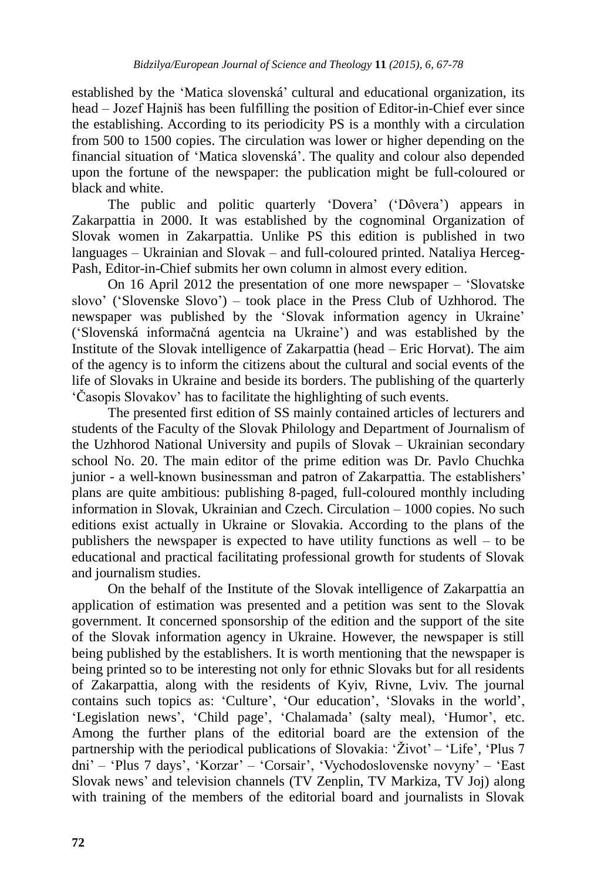established by the 'Matica slovenská' cultural and educational organization, its head – Jozef Hajniš has been fulfilling the position of Editor-in-Chief ever since the establishing. According to its periodicity PS is a monthly with a circulation from 500 to 1500 copies. The circulation was lower or higher depending on the financial situation of 'Matica slovenská'. The quality and colour also depended upon the fortune of the newspaper: the publication might be full-coloured or black and white.

The public and politic quarterly 'Dovera' ('Dôvera') appears in Zakarpattia in 2000. It was established by the cognominal Organization of Slovak women in Zakarpattia. Unlike PS this edition is published in two languages – Ukrainian and Slovak – and full-coloured printed. Nataliya Herceg-Pash, Editor-in-Chief submits her own column in almost every edition.

On 16 April 2012 the presentation of one more newspaper – 'Slovatske slovo' ('Slovenske Slovo') – took place in the Press Club of Uzhhorod. The newspaper was published by the 'Slovak information agency in Ukraine' ('Slovenská informačná agentcia na Ukraine') and was established by the Institute of the Slovak intelligence of Zakarpattia (head – Eric Horvat). The aim of the agency is to inform the citizens about the cultural and social events of the life of Slovaks in Ukraine and beside its borders. The publishing of the quarterly 'Časopis Slovakov' has to facilitate the highlighting of such events.

The presented first edition of SS mainly contained articles of lecturers and students of the Faculty of the Slovak Philology and Department of Journalism of the Uzhhorod National University and pupils of Slovak – Ukrainian secondary school No. 20. The main editor of the prime edition was Dr. Pavlo Chuchka junior - a well-known businessman and patron of Zakarpattia. The establishers' plans are quite ambitious: publishing 8-paged, full-coloured monthly including information in Slovak, Ukrainian and Czech. Circulation – 1000 copies. No such editions exist actually in Ukraine or Slovakia. According to the plans of the publishers the newspaper is expected to have utility functions as well – to be educational and practical facilitating professional growth for students of Slovak and journalism studies.

On the behalf of the Institute of the Slovak intelligence of Zakarpattia an application of estimation was presented and a petition was sent to the Slovak government. It concerned sponsorship of the edition and the support of the site of the Slovak information agency in Ukraine. However, the newspaper is still being published by the establishers. It is worth mentioning that the newspaper is being printed so to be interesting not only for ethnic Slovaks but for all residents of Zakarpattia, along with the residents of Kyiv, Rivne, Lviv. The journal contains such topics as: 'Culture', 'Our education', 'Slovaks in the world', 'Legislation news', 'Child page', 'Chalamada' (salty meal), 'Humor', etc. Among the further plans of the editorial board are the extension of the partnership with the periodical publications of Slovakia: 'Život' – 'Life', 'Plus 7 dni' – 'Plus 7 days', 'Korzar' – 'Corsair', 'Vychodoslovenske novyny' – 'East Slovak news' and television channels (TV Zenplin, TV Markiza, TV Joj) along with training of the members of the editorial board and journalists in Slovak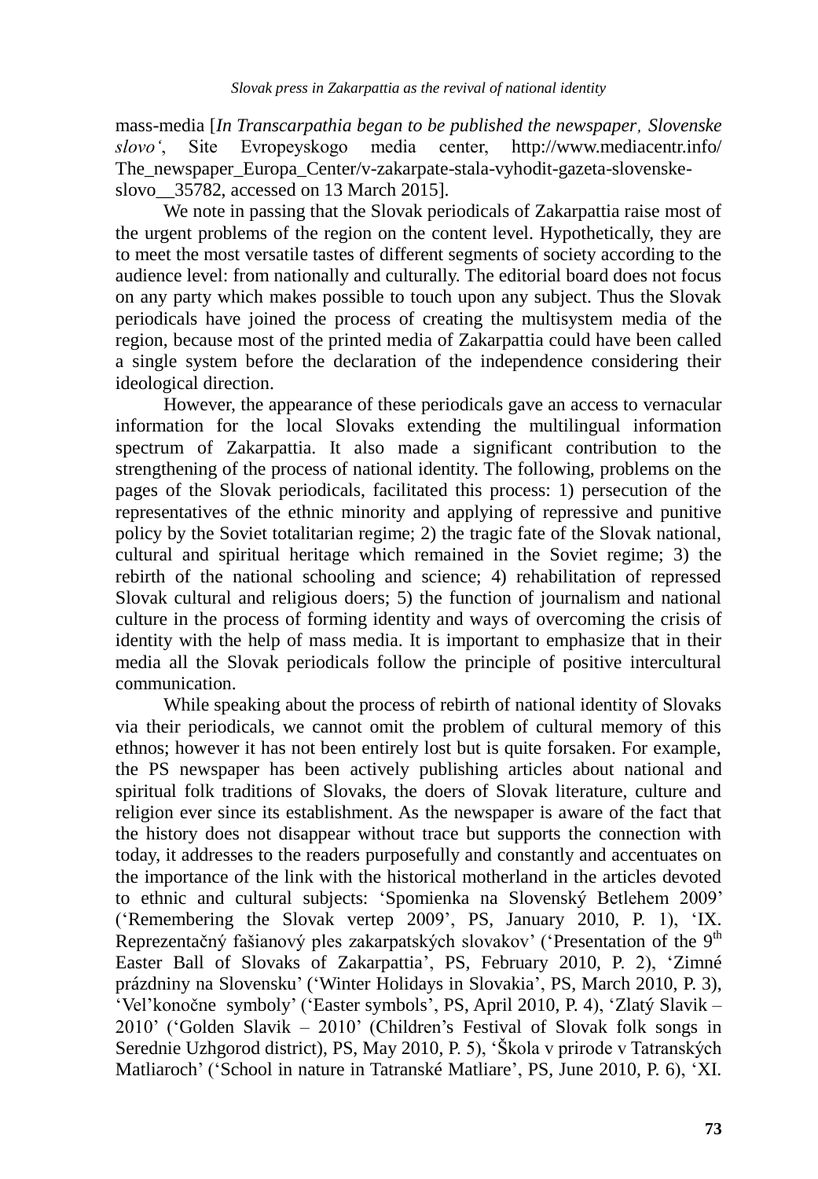mass-media [*In Transcarpathia began to be published the newspaper, Slovenske slovo'*, Site Evropeyskogo media center, http://www.mediacentr.info/The_newspaper_Europa_Center/v-zakarpate-stala-vyhodit-gazeta-slovenske-slovo__35782, accessed on 13 March 2015].

We note in passing that the Slovak periodicals of Zakarpattia raise most of the urgent problems of the region on the content level. Hypothetically, they are to meet the most versatile tastes of different segments of society according to the audience level: from nationally and culturally. The editorial board does not focus on any party which makes possible to touch upon any subject. Thus the Slovak periodicals have joined the process of creating the multisystem media of the region, because most of the printed media of Zakarpattia could have been called a single system before the declaration of the independence considering their ideological direction.

However, the appearance of these periodicals gave an access to vernacular information for the local Slovaks extending the multilingual information spectrum of Zakarpattia. It also made a significant contribution to the strengthening of the process of national identity. The following, problems on the pages of the Slovak periodicals, facilitated this process: 1) persecution of the representatives of the ethnic minority and applying of repressive and punitive policy by the Soviet totalitarian regime; 2) the tragic fate of the Slovak national, cultural and spiritual heritage which remained in the Soviet regime; 3) the rebirth of the national schooling and science; 4) rehabilitation of repressed Slovak cultural and religious doers; 5) the function of journalism and national culture in the process of forming identity and ways of overcoming the crisis of identity with the help of mass media. It is important to emphasize that in their media all the Slovak periodicals follow the principle of positive intercultural communication.

While speaking about the process of rebirth of national identity of Slovaks via their periodicals, we cannot omit the problem of cultural memory of this ethnos; however it has not been entirely lost but is quite forsaken. For example, the PS newspaper has been actively publishing articles about national and spiritual folk traditions of Slovaks, the doers of Slovak literature, culture and religion ever since its establishment. As the newspaper is aware of the fact that the history does not disappear without trace but supports the connection with today, it addresses to the readers purposefully and constantly and accentuates on the importance of the link with the historical motherland in the articles devoted to ethnic and cultural subjects: 'Spomienka na Slovenský Betlehem 2009' ('Remembering the Slovak vertep 2009', PS, January 2010, P. 1), 'IX. Reprezentačný fašianový ples zakarpatských slovakov' ('Presentation of the 9th Easter Ball of Slovaks of Zakarpattia', PS, February 2010, P. 2), 'Zimné prázdniny na Slovensku' ('Winter Holidays in Slovakia', PS, March 2010, P. 3), 'Vel'konočne symboly' ('Easter symbols', PS, April 2010, P. 4), 'Zlatý Slavik – 2010' ('Golden Slavik – 2010' (Children's Festival of Slovak folk songs in Serednie Uzhgorod district), PS, May 2010, P. 5), 'Škola v prirode v Tatranských Matliaroch' ('School in nature in Tatranské Matliare', PS, June 2010, P. 6), 'XI.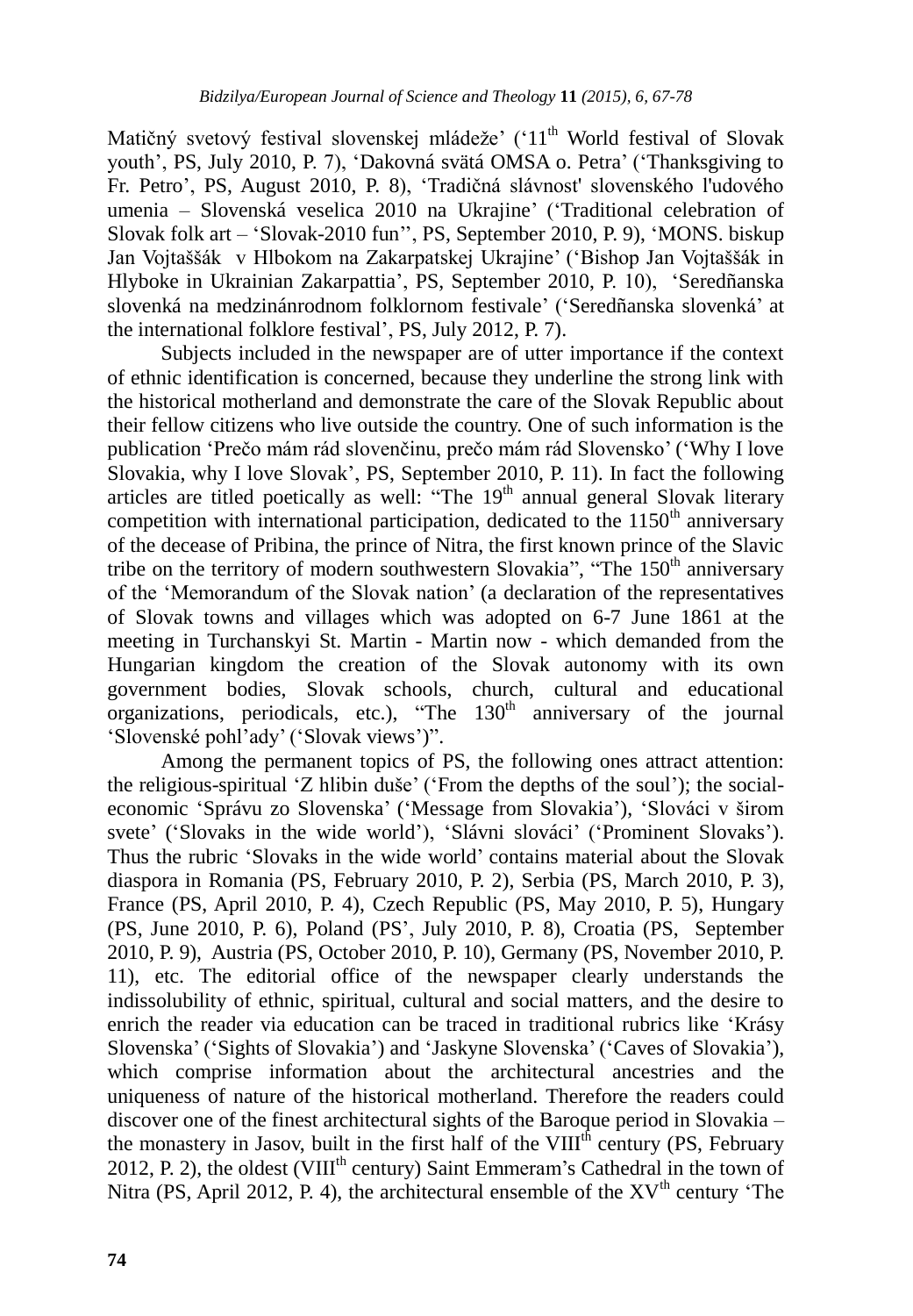Matičný svetový festival slovenskej mládeže' ('11th World festival of Slovak youth', PS, July 2010, P. 7), 'Dakovná svätá OMSA o. Petra' ('Thanksgiving to Fr. Petro', PS, August 2010, P. 8), 'Tradičná slávnosť slovenského l'udového umenia – Slovenská veselica 2010 na Ukrajine' ('Traditional celebration of Slovak folk art – 'Slovak-2010 fun'', PS, September 2010, P. 9), 'MONS. biskup Jan Vojtaššák v Hlbokom na Zakarpatskej Ukrajine' ('Bishop Jan Vojtaššák in Hlyboke in Ukrainian Zakarpattia', PS, September 2010, P. 10), 'Seredñanska slovenká na medzinánrodnom folklornom festivale' ('Seredñanska slovenká' at the international folklore festival', PS, July 2012, P. 7).

Subjects included in the newspaper are of utter importance if the context of ethnic identification is concerned, because they underline the strong link with the historical motherland and demonstrate the care of the Slovak Republic about their fellow citizens who live outside the country. One of such information is the publication 'Prečo mám rád slovenčinu, prečo mám rád Slovensko' ('Why I love Slovakia, why I love Slovak', PS, September 2010, P. 11). In fact the following articles are titled poetically as well: "The 19th annual general Slovak literary competition with international participation, dedicated to the 1150th anniversary of the decease of Pribina, the prince of Nitra, the first known prince of the Slavic tribe on the territory of modern southwestern Slovakia", "The 150th anniversary of the 'Memorandum of the Slovak nation' (a declaration of the representatives of Slovak towns and villages which was adopted on 6-7 June 1861 at the meeting in Turchanskyi St. Martin - Martin now - which demanded from the Hungarian kingdom the creation of the Slovak autonomy with its own government bodies, Slovak schools, church, cultural and educational organizations, periodicals, etc.), "The 130th anniversary of the journal 'Slovenské pohl'ady' ('Slovak views')".

Among the permanent topics of PS, the following ones attract attention: the religious-spiritual 'Z hlibin duše' ('From the depths of the soul'); the social-economic 'Správu zo Slovenska' ('Message from Slovakia'), 'Slováci v širom svete' ('Slovaks in the wide world'), 'Slávni slováci' ('Prominent Slovaks'). Thus the rubric 'Slovaks in the wide world' contains material about the Slovak diaspora in Romania (PS, February 2010, P. 2), Serbia (PS, March 2010, P. 3), France (PS, April 2010, P. 4), Czech Republic (PS, May 2010, P. 5), Hungary (PS, June 2010, P. 6), Poland (PS', July 2010, P. 8), Croatia (PS, September 2010, P. 9), Austria (PS, October 2010, P. 10), Germany (PS, November 2010, P. 11), etc. The editorial office of the newspaper clearly understands the indissolubility of ethnic, spiritual, cultural and social matters, and the desire to enrich the reader via education can be traced in traditional rubrics like 'Krásy Slovenska' ('Sights of Slovakia') and 'Jaskyne Slovenska' ('Caves of Slovakia'), which comprise information about the architectural ancestries and the uniqueness of nature of the historical motherland. Therefore the readers could discover one of the finest architectural sights of the Baroque period in Slovakia – the monastery in Jasov, built in the first half of the VIIIth century (PS, February 2012, P. 2), the oldest (VIIIth century) Saint Emmeram's Cathedral in the town of Nitra (PS, April 2012, P. 4), the architectural ensemble of the XVth century 'The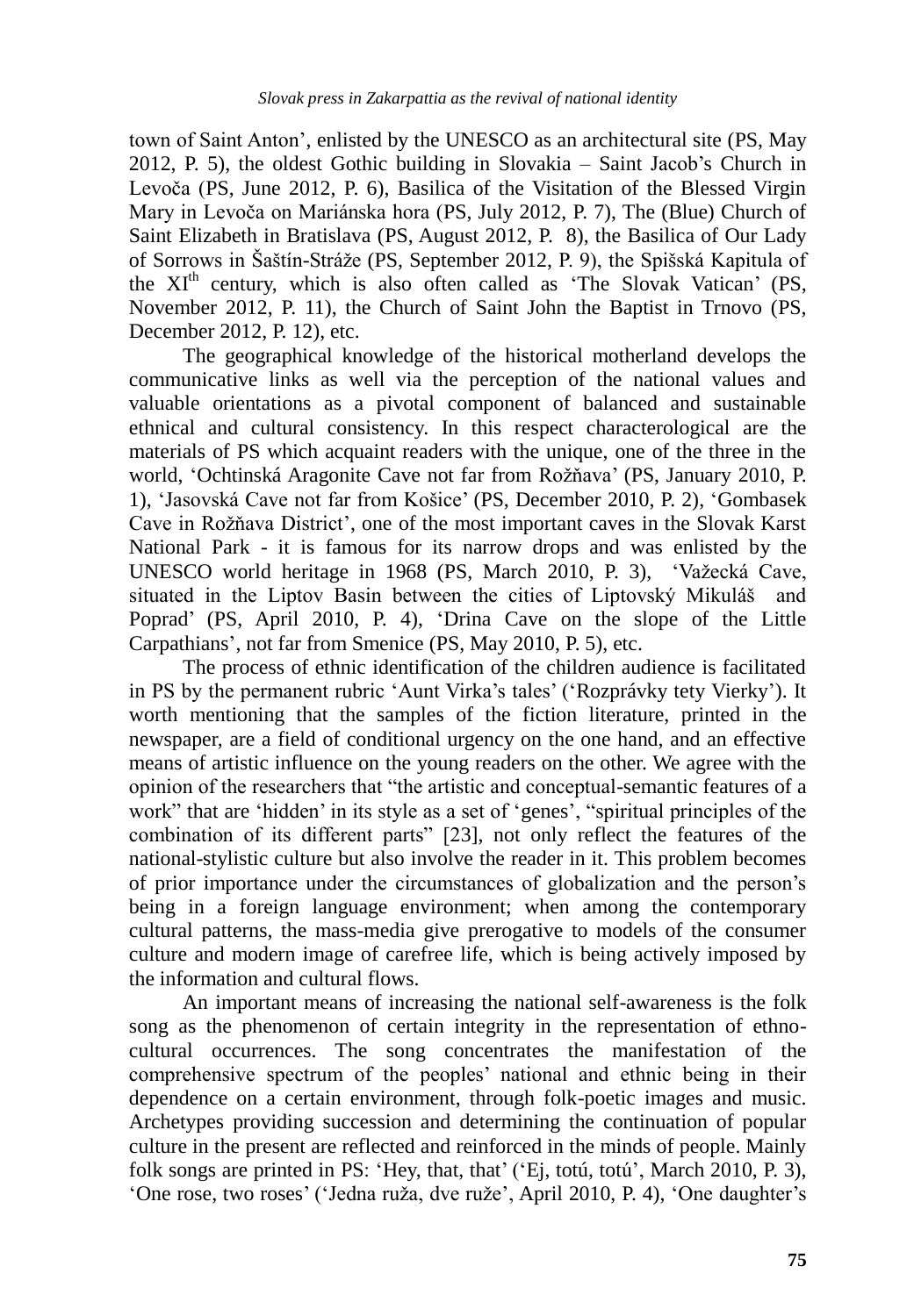town of Saint Anton', enlisted by the UNESCO as an architectural site (PS, May 2012, P. 5), the oldest Gothic building in Slovakia – Saint Jacob's Church in Levoča (PS, June 2012, P. 6), Basilica of the Visitation of the Blessed Virgin Mary in Levoča on Mariánska hora (PS, July 2012, P. 7), The (Blue) Church of Saint Elizabeth in Bratislava (PS, August 2012, P. 8), the Basilica of Our Lady of Sorrows in Šaštín-Stráže (PS, September 2012, P. 9), the Spišská Kapitula of the XI[th] century, which is also often called as 'The Slovak Vatican' (PS, November 2012, P. 11), the Church of Saint John the Baptist in Trnovo (PS, December 2012, P. 12), etc.

The geographical knowledge of the historical motherland develops the communicative links as well via the perception of the national values and valuable orientations as a pivotal component of balanced and sustainable ethnical and cultural consistency. In this respect characterological are the materials of PS which acquaint readers with the unique, one of the three in the world, 'Ochtinská Aragonite Cave not far from Rožňava' (PS, January 2010, P. 1), 'Jasovská Cave not far from Košice' (PS, December 2010, P. 2), 'Gombasek Cave in Rožňava District', one of the most important caves in the Slovak Karst National Park - it is famous for its narrow drops and was enlisted by the UNESCO world heritage in 1968 (PS, March 2010, P. 3), 'Važecká Cave, situated in the Liptov Basin between the cities of Liptovský Mikuláš and Poprad' (PS, April 2010, P. 4), 'Drina Cave on the slope of the Little Carpathians', not far from Smenice (PS, May 2010, P. 5), etc.

The process of ethnic identification of the children audience is facilitated in PS by the permanent rubric 'Aunt Virka's tales' ('Rozprávky tety Vierky'). It worth mentioning that the samples of the fiction literature, printed in the newspaper, are a field of conditional urgency on the one hand, and an effective means of artistic influence on the young readers on the other. We agree with the opinion of the researchers that "the artistic and conceptual-semantic features of a work" that are 'hidden' in its style as a set of 'genes', "spiritual principles of the combination of its different parts" [23], not only reflect the features of the national-stylistic culture but also involve the reader in it. This problem becomes of prior importance under the circumstances of globalization and the person's being in a foreign language environment; when among the contemporary cultural patterns, the mass-media give prerogative to models of the consumer culture and modern image of carefree life, which is being actively imposed by the information and cultural flows.

An important means of increasing the national self-awareness is the folk song as the phenomenon of certain integrity in the representation of ethno-cultural occurrences. The song concentrates the manifestation of the comprehensive spectrum of the peoples' national and ethnic being in their dependence on a certain environment, through folk-poetic images and music. Archetypes providing succession and determining the continuation of popular culture in the present are reflected and reinforced in the minds of people. Mainly folk songs are printed in PS: 'Hey, that, that' ('Ej, totú, totú', March 2010, P. 3), 'One rose, two roses' ('Jedna ruža, dve ruže', April 2010, P. 4), 'One daughter's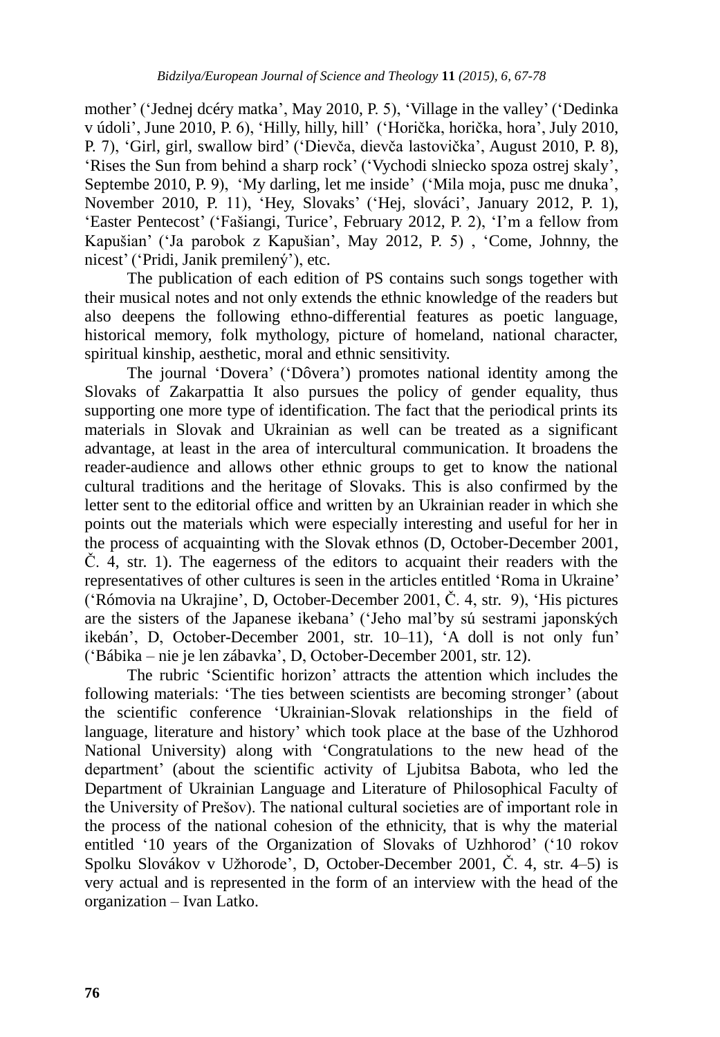mother' ('Jednej dcéry matka', May 2010, P. 5), 'Village in the valley' ('Dedinka v údoli', June 2010, P. 6), 'Hilly, hilly, hill' ('Horička, horička, hora', July 2010, P. 7), 'Girl, girl, swallow bird' ('Dievča, dievča lastovička', August 2010, P. 8), 'Rises the Sun from behind a sharp rock' ('Vychodi slniecko spoza ostrej skaly', Septembe 2010, P. 9), 'My darling, let me inside' ('Mila moja, pusc me dnuka', November 2010, P. 11), 'Hey, Slovaks' ('Hej, slováci', January 2012, P. 1), 'Easter Pentecost' ('Fašiangi, Turice', February 2012, P. 2), 'I'm a fellow from Kapušian' ('Ja parobok z Kapušian', May 2012, P. 5) , 'Come, Johnny, the nicest' ('Pridi, Janik premilený'), etc.

The publication of each edition of PS contains such songs together with their musical notes and not only extends the ethnic knowledge of the readers but also deepens the following ethno-differential features as poetic language, historical memory, folk mythology, picture of homeland, national character, spiritual kinship, aesthetic, moral and ethnic sensitivity.

The journal 'Dovera' ('Dôvera') promotes national identity among the Slovaks of Zakarpattia It also pursues the policy of gender equality, thus supporting one more type of identification. The fact that the periodical prints its materials in Slovak and Ukrainian as well can be treated as a significant advantage, at least in the area of intercultural communication. It broadens the reader-audience and allows other ethnic groups to get to know the national cultural traditions and the heritage of Slovaks. This is also confirmed by the letter sent to the editorial office and written by an Ukrainian reader in which she points out the materials which were especially interesting and useful for her in the process of acquainting with the Slovak ethnos (D, October-December 2001, Č. 4, str. 1). The eagerness of the editors to acquaint their readers with the representatives of other cultures is seen in the articles entitled 'Roma in Ukraine' ('Rómovia na Ukrajine', D, October-December 2001, Č. 4, str. 9), 'His pictures are the sisters of the Japanese ikebana' ('Jeho mal'by sú sestrami japonských ikebán', D, October-December 2001, str. 10–11), 'A doll is not only fun' ('Bábika – nie je len zábavka', D, October-December 2001, str. 12).

The rubric 'Scientific horizon' attracts the attention which includes the following materials: 'The ties between scientists are becoming stronger' (about the scientific conference 'Ukrainian-Slovak relationships in the field of language, literature and history' which took place at the base of the Uzhhorod National University) along with 'Congratulations to the new head of the department' (about the scientific activity of Ljubitsa Babota, who led the Department of Ukrainian Language and Literature of Philosophical Faculty of the University of Prešov). The national cultural societies are of important role in the process of the national cohesion of the ethnicity, that is why the material entitled '10 years of the Organization of Slovaks of Uzhhorod' ('10 rokov Spolku Slovákov v Užhorode', D, October-December 2001, Č. 4, str. 4–5) is very actual and is represented in the form of an interview with the head of the organization – Ivan Latko.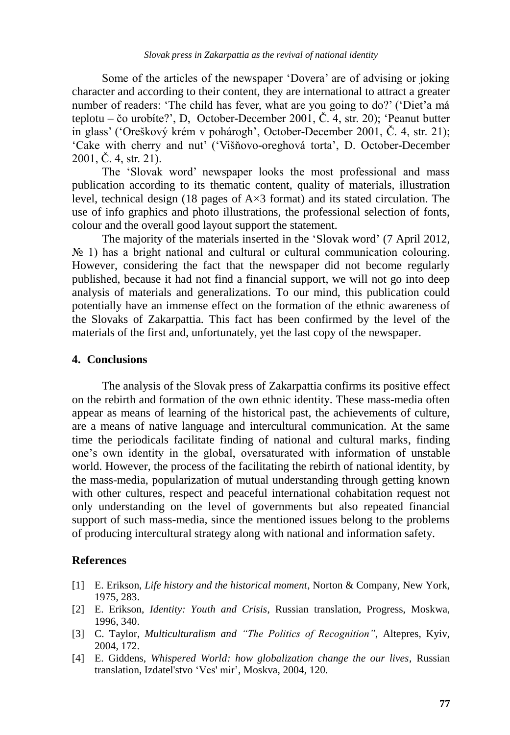Some of the articles of the newspaper 'Dovera' are of advising or joking character and according to their content, they are international to attract a greater number of readers: 'The child has fever, what are you going to do?' ('Diet'a má teplotu – čo urobíte?', D, October-December 2001, Č. 4, str. 20); 'Peanut butter in glass' ('Oreškový krém v pohárogh', October-December 2001, Č. 4, str. 21); 'Cake with cherry and nut' ('Višňovo-oreghová torta', D. October-December 2001, Č. 4, str. 21).

The 'Slovak word' newspaper looks the most professional and mass publication according to its thematic content, quality of materials, illustration level, technical design (18 pages of A×3 format) and its stated circulation. The use of info graphics and photo illustrations, the professional selection of fonts, colour and the overall good layout support the statement.

The majority of the materials inserted in the 'Slovak word' (7 April 2012, № 1) has a bright national and cultural or cultural communication colouring. However, considering the fact that the newspaper did not become regularly published, because it had not find a financial support, we will not go into deep analysis of materials and generalizations. To our mind, this publication could potentially have an immense effect on the formation of the ethnic awareness of the Slovaks of Zakarpattia. This fact has been confirmed by the level of the materials of the first and, unfortunately, yet the last copy of the newspaper.

## 4. Conclusions

The analysis of the Slovak press of Zakarpattia confirms its positive effect on the rebirth and formation of the own ethnic identity. These mass-media often appear as means of learning of the historical past, the achievements of culture, are a means of native language and intercultural communication. At the same time the periodicals facilitate finding of national and cultural marks, finding one's own identity in the global, oversaturated with information of unstable world. However, the process of the facilitating the rebirth of national identity, by the mass-media, popularization of mutual understanding through getting known with other cultures, respect and peaceful international cohabitation request not only understanding on the level of governments but also repeated financial support of such mass-media, since the mentioned issues belong to the problems of producing intercultural strategy along with national and information safety.

## References

[1] E. Erikson, *Life history and the historical moment*, Norton & Company, New York, 1975, 283.

[2] E. Erikson, *Identity: Youth and Crisis*, Russian translation, Progress, Moskwa, 1996, 340.

[3] C. Taylor, *Multiculturalism and "The Politics of Recognition"*, Altepres, Kyiv, 2004, 172.

[4] E. Giddens, *Whispered World: how globalization change the our lives*, Russian translation, Izdatel'stvo 'Ves' mir', Moskva, 2004, 120.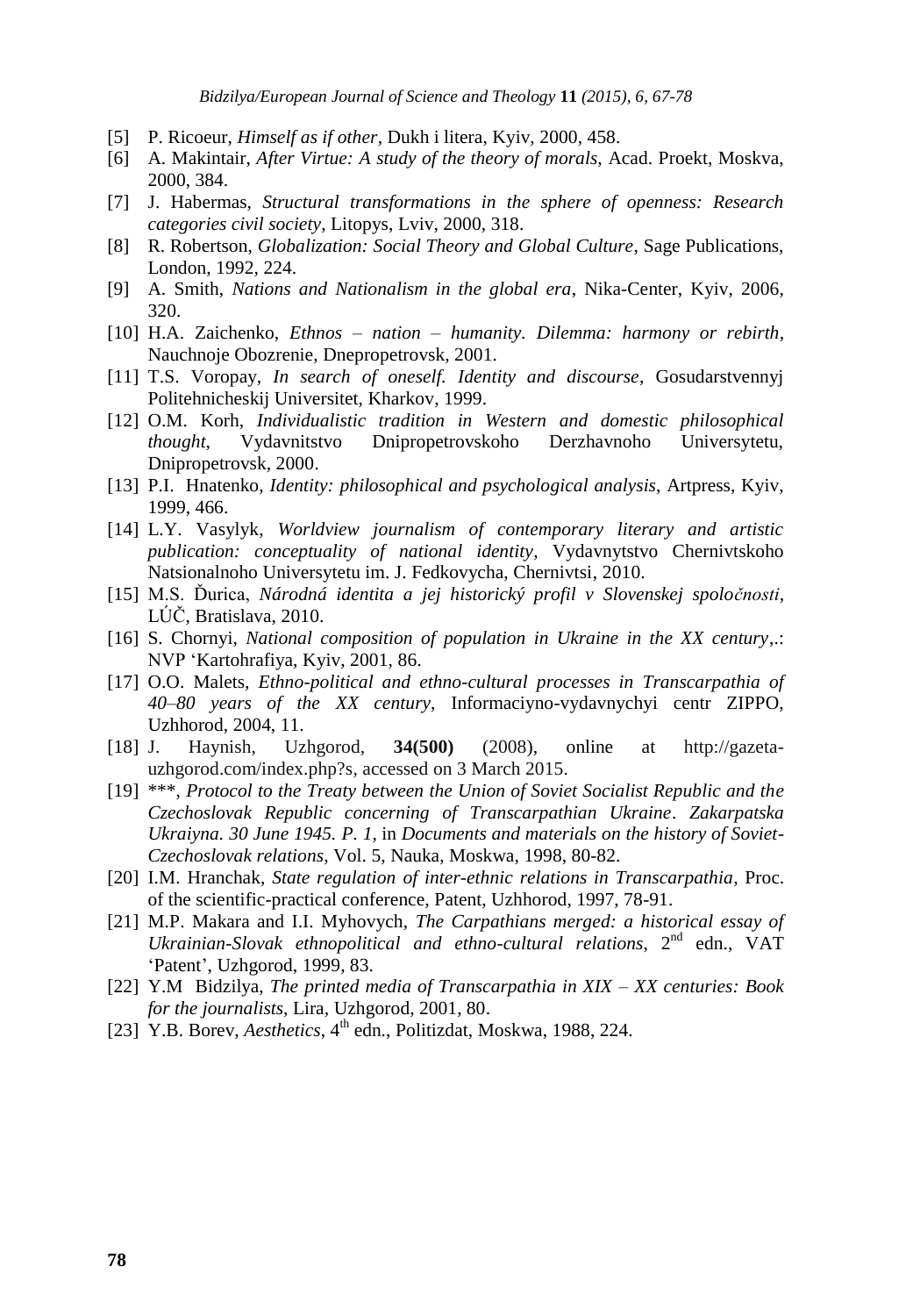[5] P. Ricoeur, *Himself as if other*, Dukh i litera, Kyiv, 2000, 458.

[6] A. Makintair, *After Virtue: A study of the theory of morals*, Acad. Proekt, Moskva, 2000, 384.

[7] J. Habermas, *Structural transformations in the sphere of openness: Research categories civil society*, Litopys, Lviv, 2000, 318.

[8] R. Robertson, *Globalization: Social Theory and Global Culture*, Sage Publications, London, 1992, 224.

[9] A. Smith, *Nations and Nationalism in the global era*, Nika-Center, Kyiv, 2006, 320.

[10] H.A. Zaichenko, *Ethnos – nation – humanity. Dilemma: harmony or rebirth*, Nauchnoje Obozrenie, Dnepropetrovsk, 2001.

[11] T.S. Voropay, *In search of oneself. Identity and discourse*, Gosudarstvennyj Politehnicheskij Universitet, Kharkov, 1999.

[12] O.M. Korh, *Individualistic tradition in Western and domestic philosophical thought*, Vydavnitstvo Dnipropetrovskoho Derzhavnoho Universytetu, Dnipropetrovsk, 2000.

[13] P.I. Hnatenko, *Identity: philosophical and psychological analysis*, Artpress, Kyiv, 1999, 466.

[14] L.Y. Vasylyk, *Worldview journalism of contemporary literary and artistic publication: conceptuality of national identity*, Vydavnytstvo Chernivtskoho Natsionalnoho Universytetu im. J. Fedkovycha, Chernivtsi, 2010.

[15] M.S. Ďurica, *Národná identita a jej historický profil v Slovenskej spoločnosti*, LÚČ, Bratislava, 2010.

[16] S. Chornyi, *National composition of population in Ukraine in the XX century*,.: NVP 'Kartohrafiya, Kyiv, 2001, 86.

[17] O.O. Malets, *Ethno-political and ethno-cultural processes in Transcarpathia of 40–80 years of the XX century*, Informaciyno-vydavnychyi centr ZIPPO, Uzhhorod, 2004, 11.

[18] J. Haynish, Uzhgorod, **34(500)** (2008), online at http://gazeta-uzhgorod.com/index.php?s, accessed on 3 March 2015.

[19] \*\*\*, *Protocol to the Treaty between the Union of Soviet Socialist Republic and the Czechoslovak Republic concerning of Transcarpathian Ukraine. Zakarpatska Ukraiyna. 30 June 1945. P. 1*, in *Documents and materials on the history of Soviet-Czechoslovak relations*, Vol. 5, Nauka, Moskwa, 1998, 80-82.

[20] I.M. Hranchak, *State regulation of inter-ethnic relations in Transcarpathia*, Proc. of the scientific-practical conference, Patent, Uzhhorod, 1997, 78-91.

[21] M.P. Makara and I.I. Myhovych, *The Carpathians merged: a historical essay of Ukrainian-Slovak ethnopolitical and ethno-cultural relations*, 2nd edn., VAT 'Patent', Uzhgorod, 1999, 83.

[22] Y.M Bidzilya, *The printed media of Transcarpathia in XIX – XX centuries: Book for the journalists*, Lira, Uzhgorod, 2001, 80.

[23] Y.B. Borev, *Aesthetics*, 4th edn., Politizdat, Moskwa, 1988, 224.